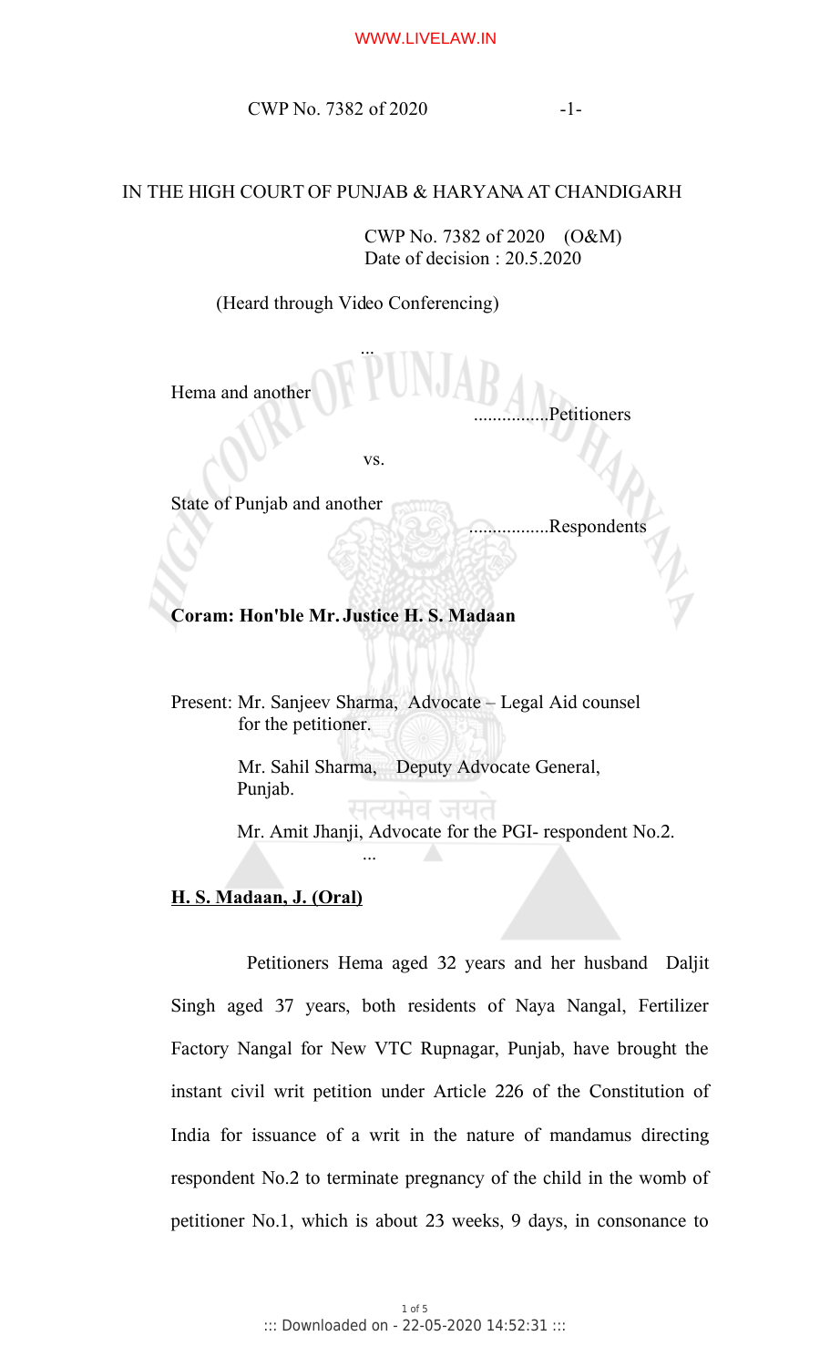IN THE HIGH COURT OF PUNJAB & HARYANA AT CHANDIGARH

CWP No. 7382 of 2020 (O&M)
Date of decision : 20.5.2020

(Heard through Video Conferencing)

...

Hema and another ................Petitioners

vs.

State of Punjab and another .................Respondents

**Coram: Hon'ble Mr. Justice H. S. Madaan**

Present: Mr. Sanjeev Sharma, Advocate – Legal Aid counsel for the petitioner.

Mr. Sahil Sharma, Deputy Advocate General, Punjab.

Mr. Amit Jhanji, Advocate for the PGI- respondent No.2.

...

**H. S. Madaan, J. (Oral)**

Petitioners Hema aged 32 years and her husband Daljit Singh aged 37 years, both residents of Naya Nangal, Fertilizer Factory Nangal for New VTC Rupnagar, Punjab, have brought the instant civil writ petition under Article 226 of the Constitution of India for issuance of a writ in the nature of mandamus directing respondent No.2 to terminate pregnancy of the child in the womb of petitioner No.1, which is about 23 weeks, 9 days, in consonance to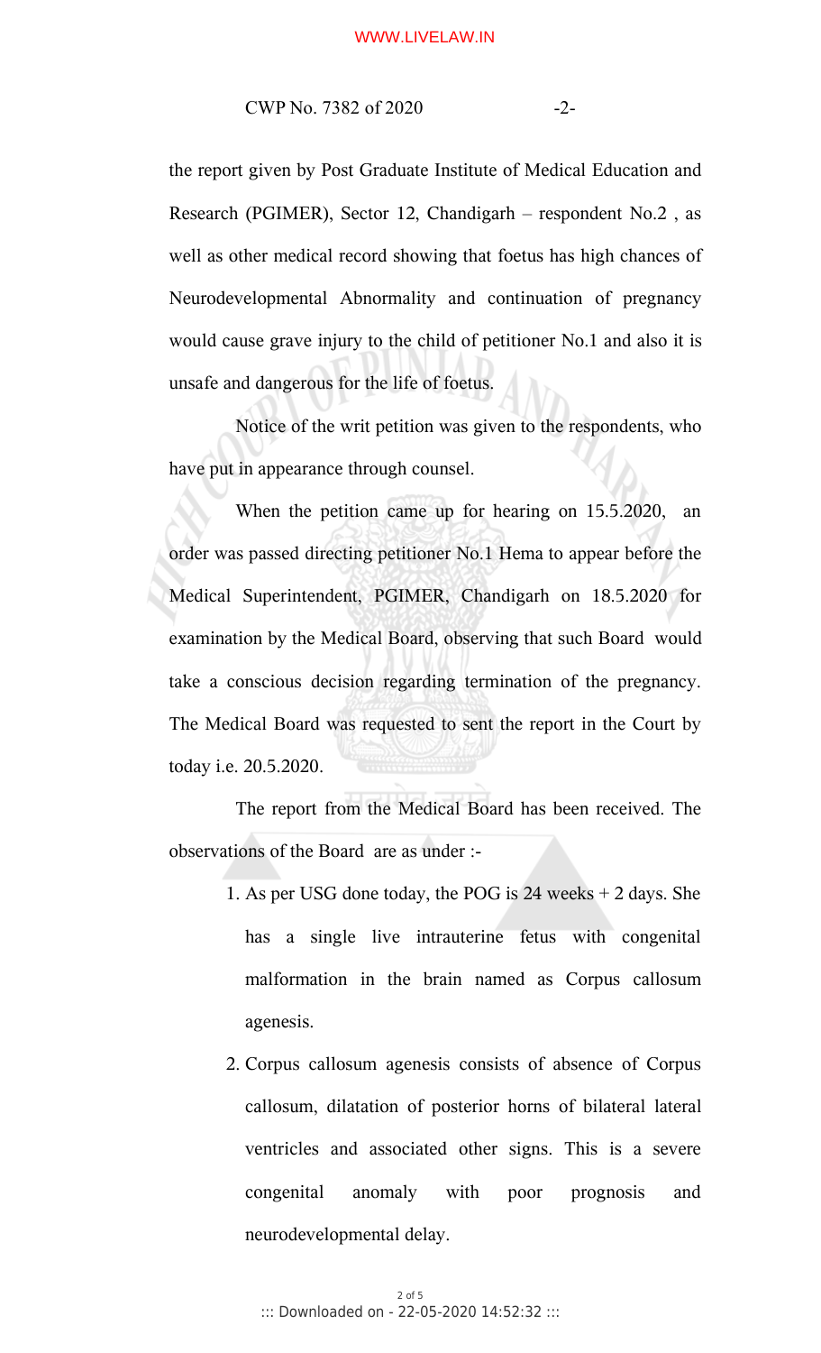the report given by Post Graduate Institute of Medical Education and Research (PGIMER), Sector 12, Chandigarh – respondent No.2 , as well as other medical record showing that foetus has high chances of Neurodevelopmental Abnormality and continuation of pregnancy would cause grave injury to the child of petitioner No.1 and also it is unsafe and dangerous for the life of foetus.

Notice of the writ petition was given to the respondents, who have put in appearance through counsel.

When the petition came up for hearing on 15.5.2020, an order was passed directing petitioner No.1 Hema to appear before the Medical Superintendent, PGIMER, Chandigarh on 18.5.2020 for examination by the Medical Board, observing that such Board would take a conscious decision regarding termination of the pregnancy. The Medical Board was requested to sent the report in the Court by today i.e. 20.5.2020.

The report from the Medical Board has been received. The observations of the Board are as under :-

1. As per USG done today, the POG is 24 weeks + 2 days. She has a single live intrauterine fetus with congenital malformation in the brain named as Corpus callosum agenesis.
2. Corpus callosum agenesis consists of absence of Corpus callosum, dilatation of posterior horns of bilateral lateral ventricles and associated other signs. This is a severe congenital anomaly with poor prognosis and neurodevelopmental delay.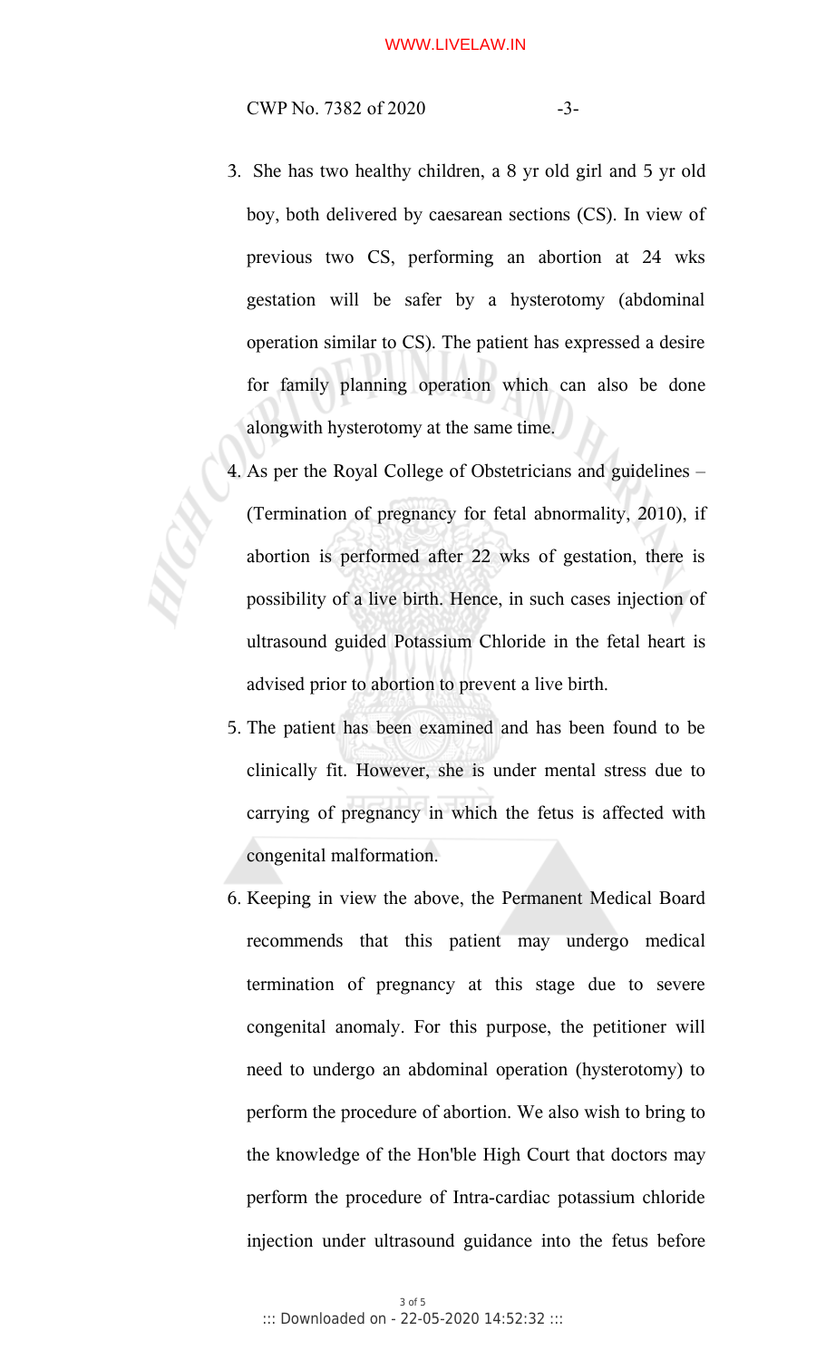3. She has two healthy children, a 8 yr old girl and 5 yr old boy, both delivered by caesarean sections (CS). In view of previous two CS, performing an abortion at 24 wks gestation will be safer by a hysterotomy (abdominal operation similar to CS). The patient has expressed a desire for family planning operation which can also be done alongwith hysterotomy at the same time.

4. As per the Royal College of Obstetricians and guidelines – (Termination of pregnancy for fetal abnormality, 2010), if abortion is performed after 22 wks of gestation, there is possibility of a live birth. Hence, in such cases injection of ultrasound guided Potassium Chloride in the fetal heart is advised prior to abortion to prevent a live birth.

5. The patient has been examined and has been found to be clinically fit. However, she is under mental stress due to carrying of pregnancy in which the fetus is affected with congenital malformation.

6. Keeping in view the above, the Permanent Medical Board recommends that this patient may undergo medical termination of pregnancy at this stage due to severe congenital anomaly. For this purpose, the petitioner will need to undergo an abdominal operation (hysterotomy) to perform the procedure of abortion. We also wish to bring to the knowledge of the Hon'ble High Court that doctors may perform the procedure of Intra-cardiac potassium chloride injection under ultrasound guidance into the fetus before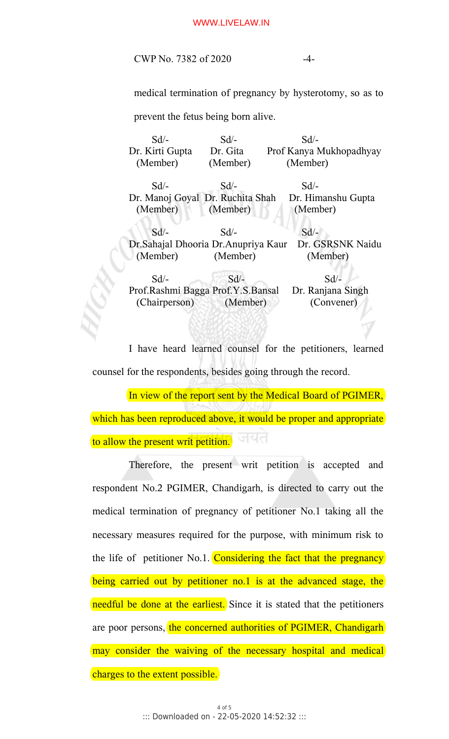medical termination of pregnancy by hysterotomy, so as to prevent the fetus being born alive.

| | | |
|---|---|---|
| Sd/- Dr. Kirti Gupta (Member) | Sd/- Dr. Gita (Member) | Sd/- Prof Kanya Mukhopadhyay (Member) |
| Sd/- Dr. Manoj Goyal (Member) | Sd/- Dr. Ruchita Shah (Member) | Sd/- Dr. Himanshu Gupta (Member) |
| Sd/- Dr.Sahajal Dhooria (Member) | Sd/- Dr.Anupriya Kaur (Member) | Sd/- Dr. GSRSNK Naidu (Member) |
| Sd/- Prof.Rashmi Bagga (Chairperson) | Sd/- Prof.Y.S.Bansal (Member) | Sd/- Dr. Ranjana Singh (Convener) |

I have heard learned counsel for the petitioners, learned counsel for the respondents, besides going through the record.

In view of the report sent by the Medical Board of PGIMER, which has been reproduced above, it would be proper and appropriate to allow the present writ petition.

Therefore, the present writ petition is accepted and respondent No.2 PGIMER, Chandigarh, is directed to carry out the medical termination of pregnancy of petitioner No.1 taking all the necessary measures required for the purpose, with minimum risk to the life of petitioner No.1. Considering the fact that the pregnancy being carried out by petitioner no.1 is at the advanced stage, the needful be done at the earliest. Since it is stated that the petitioners are poor persons, the concerned authorities of PGIMER, Chandigarh may consider the waiving of the necessary hospital and medical charges to the extent possible.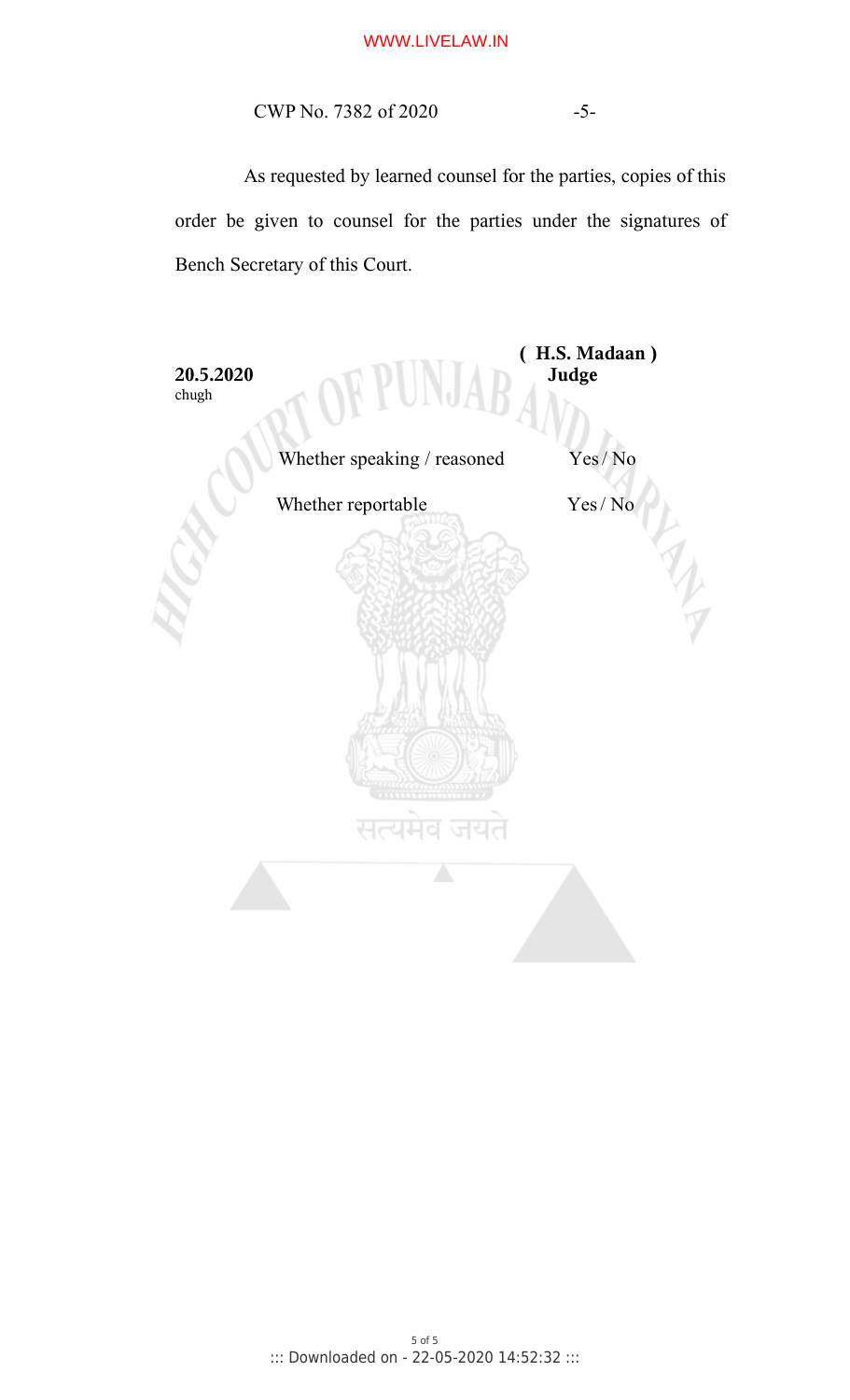As requested by learned counsel for the parties, copies of this order be given to counsel for the parties under the signatures of Bench Secretary of this Court.

**( H.S. Madaan )**
**Judge**

**20.5.2020**
chugh

Whether speaking / reasoned Yes / No

Whether reportable Yes / No